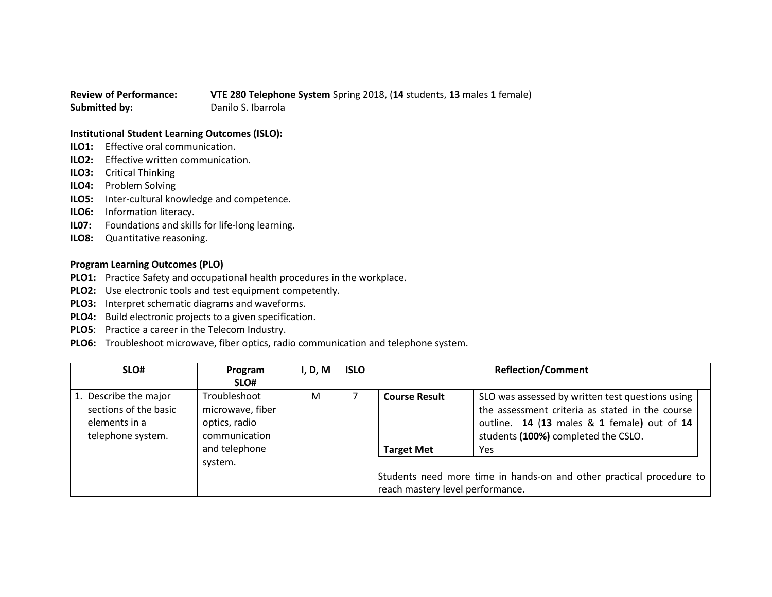**Review of Performance:** **VTE 280 Telephone System** Spring 2018, (**14** students, **13** males **1** female)
**Submitted by:** Danilo S. Ibarrola

**Institutional Student Learning Outcomes (ISLO):**

**ILO1:** Effective oral communication.
**ILO2:** Effective written communication.
**ILO3:** Critical Thinking
**ILO4:** Problem Solving
**ILO5:** Inter-cultural knowledge and competence.
**ILO6:** Information literacy.
**IL07:** Foundations and skills for life-long learning.
**ILO8:** Quantitative reasoning.

**Program Learning Outcomes (PLO)**

**PLO1:** Practice Safety and occupational health procedures in the workplace.
**PLO2:** Use electronic tools and test equipment competently.
**PLO3:** Interpret schematic diagrams and waveforms.
**PLO4:** Build electronic projects to a given specification.
**PLO5**: Practice a career in the Telecom Industry.
**PLO6:** Troubleshoot microwave, fiber optics, radio communication and telephone system.

| SLO# | Program SLO# | I, D, M | ISLO | Reflection/Comment | |
|---|---|---|---|---|---|
| 1. Describe the major sections of the basic elements in a telephone system. | Troubleshoot microwave, fiber optics, radio communication and telephone system. | M | 7 | **Course Result** | SLO was assessed by written test questions using the assessment criteria as stated in the course outline. **14** (**13** males & **1** female**)** out of **14** students **(100%)** completed the CSLO. |
| | | | | **Target Met** | Yes |
| | | | | Students need more time in hands-on and other practical procedure to reach mastery level performance. | |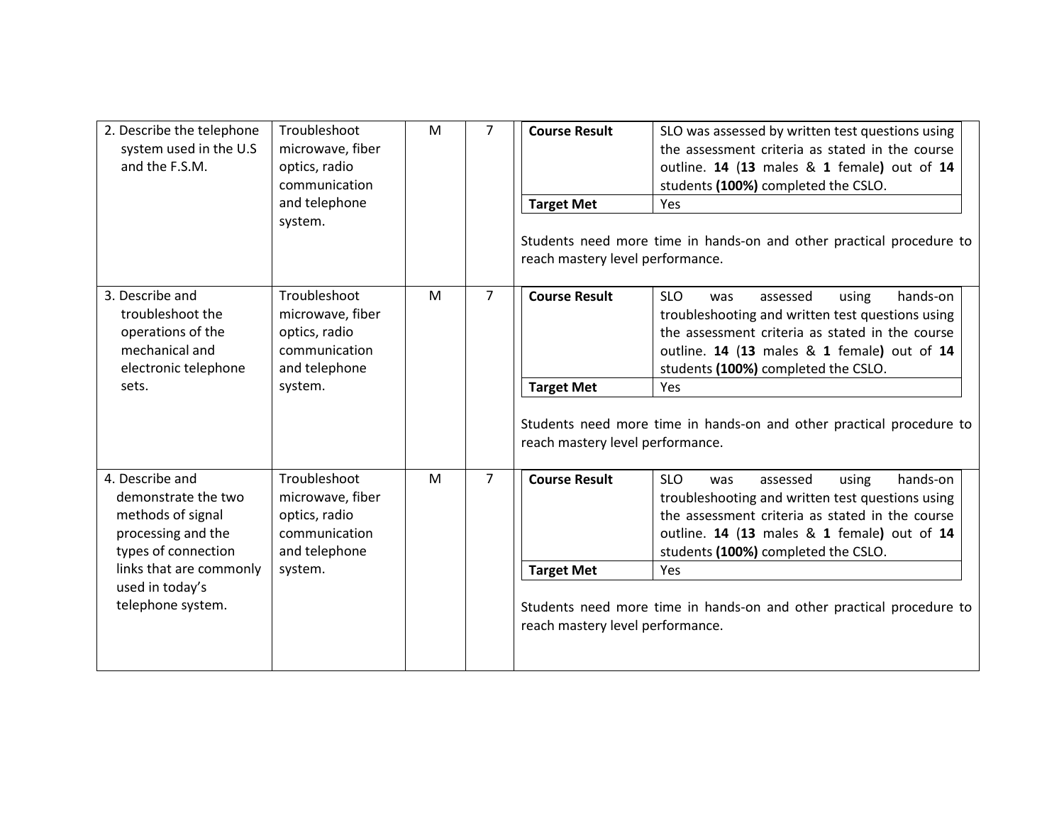| | | | | | |
|---|---|---|---|---|---|
| 2. Describe the telephone system used in the U.S and the F.S.M. | Troubleshoot microwave, fiber optics, radio communication and telephone system. | M | 7 | **Course Result** | SLO was assessed by written test questions using the assessment criteria as stated in the course outline. **14** (**13** males & **1** female**)** out of **14** students **(100%)** completed the CSLO. |
| | | | | **Target Met** | Yes |
| | | | | Students need more time in hands-on and other practical procedure to reach mastery level performance. | |
| 3. Describe and troubleshoot the operations of the mechanical and electronic telephone sets. | Troubleshoot microwave, fiber optics, radio communication and telephone system. | M | 7 | **Course Result** | SLO was assessed using hands-on troubleshooting and written test questions using the assessment criteria as stated in the course outline. **14** (**13** males & **1** female**)** out of **14** students **(100%)** completed the CSLO. |
| | | | | **Target Met** | Yes |
| | | | | Students need more time in hands-on and other practical procedure to reach mastery level performance. | |
| 4. Describe and demonstrate the two methods of signal processing and the types of connection links that are commonly used in today's telephone system. | Troubleshoot microwave, fiber optics, radio communication and telephone system. | M | 7 | **Course Result** | SLO was assessed using hands-on troubleshooting and written test questions using the assessment criteria as stated in the course outline. **14** (**13** males & **1** female**)** out of **14** students **(100%)** completed the CSLO. |
| | | | | **Target Met** | Yes |
| | | | | Students need more time in hands-on and other practical procedure to reach mastery level performance. | |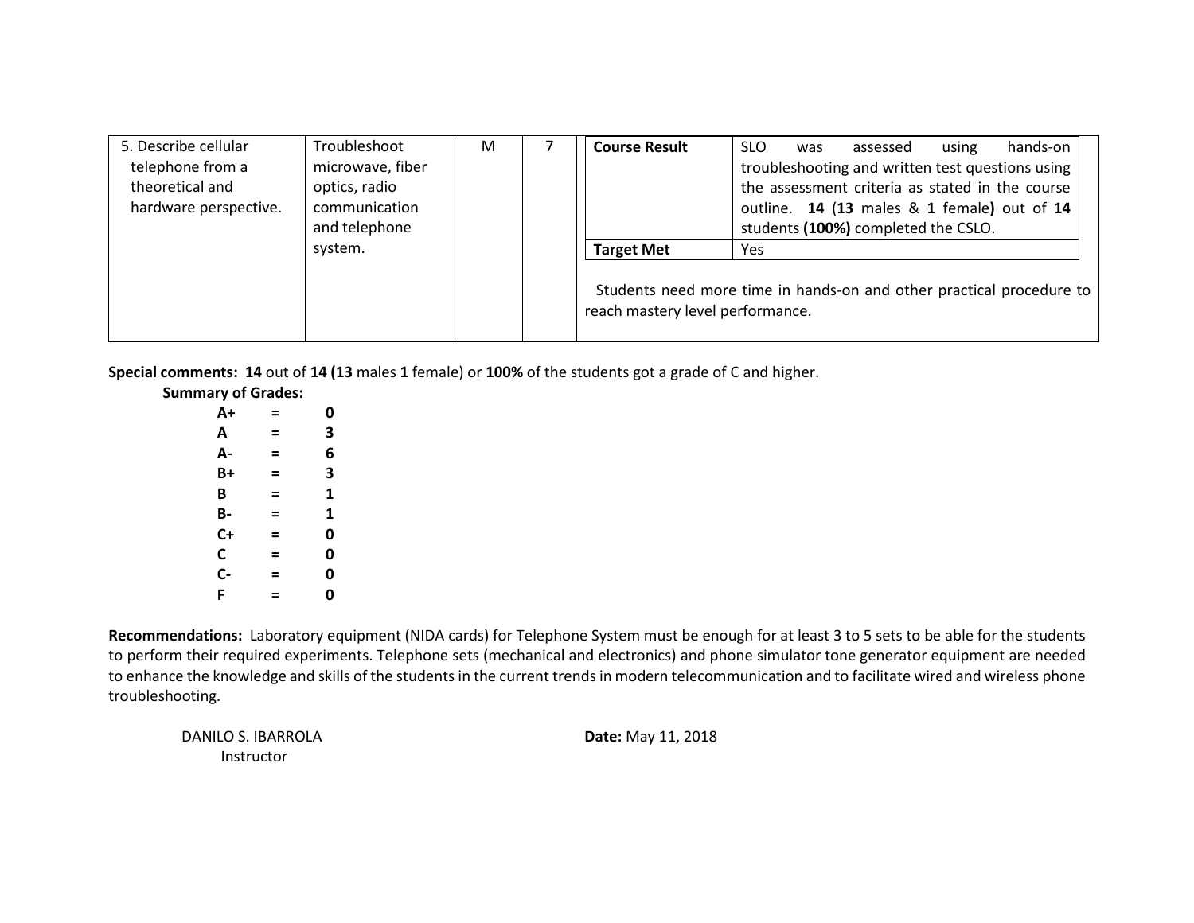| | | | | | |
|---|---|---|---|---|---|
| 5. Describe cellular telephone from a theoretical and hardware perspective. | Troubleshoot microwave, fiber optics, radio communication and telephone system. | M | 7 | **Course Result** | SLO was assessed using hands-on troubleshooting and written test questions using the assessment criteria as stated in the course outline. **14** (**13** males & **1** female**)** out of **14** students **(100%)** completed the CSLO. |
| | | | | **Target Met** | Yes |
| | | | | Students need more time in hands-on and other practical procedure to reach mastery level performance. | |

**Special comments:** **14** out of **14 (13** males **1** female) or **100%** of the students got a grade of C and higher.

**Summary of Grades:**

| | | |
|---|---|---|
| **A+** | **=** | **0** |
| **A** | **=** | **3** |
| **A-** | **=** | **6** |
| **B+** | **=** | **3** |
| **B** | **=** | **1** |
| **B-** | **=** | **1** |
| **C+** | **=** | **0** |
| **C** | **=** | **0** |
| **C-** | **=** | **0** |
| **F** | **=** | **0** |

**Recommendations:** Laboratory equipment (NIDA cards) for Telephone System must be enough for at least 3 to 5 sets to be able for the students to perform their required experiments. Telephone sets (mechanical and electronics) and phone simulator tone generator equipment are needed to enhance the knowledge and skills of the students in the current trends in modern telecommunication and to facilitate wired and wireless phone troubleshooting.

DANILO S. IBARROLA
Instructor

**Date:** May 11, 2018